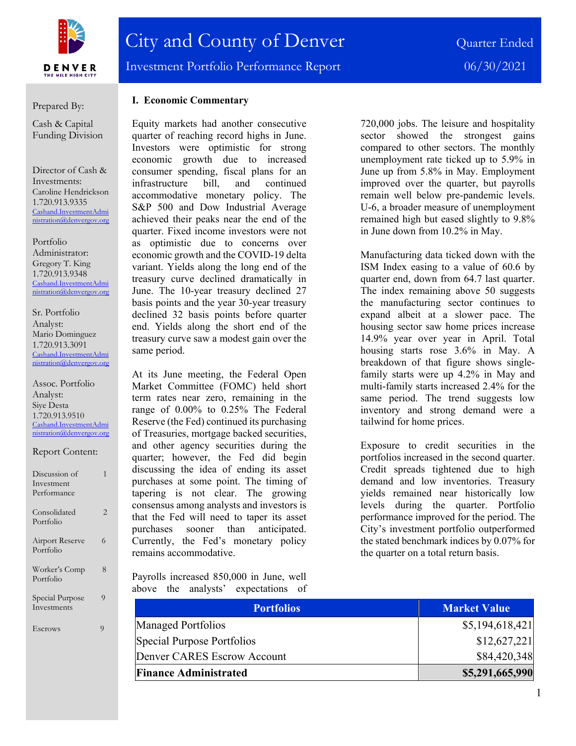# City and County of Denver

## Investment Portfolio Performance Report

Quarter Ended 06/30/2021

Prepared By:

Cash & Capital Funding Division

Director of Cash & Investments:
Caroline Hendrickson
1.720.913.9335
Cashand.InvestmentAdministration@denvergov.org

Portfolio Administrator:
Gregory T. King
1.720.913.9348
Cashand.InvestmentAdministration@denvergov.org

Sr. Portfolio Analyst:
Mario Dominguez
1.720.913.3091
Cashand.InvestmentAdministration@denvergov.org

Assoc. Portfolio Analyst:
Siye Desta
1.720.913.9510
Cashand.InvestmentAdministration@denvergov.org

Report Content:

| | |
|---|---|
| Discussion of Investment Performance | 1 |
| Consolidated Portfolio | 2 |
| Airport Reserve Portfolio | 6 |
| Worker's Comp Portfolio | 8 |
| Special Purpose Investments | 9 |
| Escrows | 9 |

### I. Economic Commentary

Equity markets had another consecutive quarter of reaching record highs in June. Investors were optimistic for strong economic growth due to increased consumer spending, fiscal plans for an infrastructure bill, and continued accommodative monetary policy. The S&P 500 and Dow Industrial Average achieved their peaks near the end of the quarter. Fixed income investors were not as optimistic due to concerns over economic growth and the COVID-19 delta variant. Yields along the long end of the treasury curve declined dramatically in June. The 10-year treasury declined 27 basis points and the year 30-year treasury declined 32 basis points before quarter end. Yields along the short end of the treasury curve saw a modest gain over the same period.

At its June meeting, the Federal Open Market Committee (FOMC) held short term rates near zero, remaining in the range of 0.00% to 0.25% The Federal Reserve (the Fed) continued its purchasing of Treasuries, mortgage backed securities, and other agency securities during the quarter; however, the Fed did begin discussing the idea of ending its asset purchases at some point. The timing of tapering is not clear. The growing consensus among analysts and investors is that the Fed will need to taper its asset purchases sooner than anticipated. Currently, the Fed's monetary policy remains accommodative.

Payrolls increased 850,000 in June, well above the analysts' expectations of 720,000 jobs. The leisure and hospitality sector showed the strongest gains compared to other sectors. The monthly unemployment rate ticked up to 5.9% in June up from 5.8% in May. Employment improved over the quarter, but payrolls remain well below pre-pandemic levels. U-6, a broader measure of unemployment remained high but eased slightly to 9.8% in June down from 10.2% in May.

Manufacturing data ticked down with the ISM Index easing to a value of 60.6 by quarter end, down from 64.7 last quarter. The index remaining above 50 suggests the manufacturing sector continues to expand albeit at a slower pace. The housing sector saw home prices increase 14.9% year over year in April. Total housing starts rose 3.6% in May. A breakdown of that figure shows single-family starts were up 4.2% in May and multi-family starts increased 2.4% for the same period. The trend suggests low inventory and strong demand were a tailwind for home prices.

Exposure to credit securities in the portfolios increased in the second quarter. Credit spreads tightened due to high demand and low inventories. Treasury yields remained near historically low levels during the quarter. Portfolio performance improved for the period. The City's investment portfolio outperformed the stated benchmark indices by 0.07% for the quarter on a total return basis.

| Portfolios | Market Value |
|---|---|
| Managed Portfolios | $5,194,618,421 |
| Special Purpose Portfolios | $12,627,221 |
| Denver CARES Escrow Account | $84,420,348 |
| **Finance Administrated** | **$5,291,665,990** |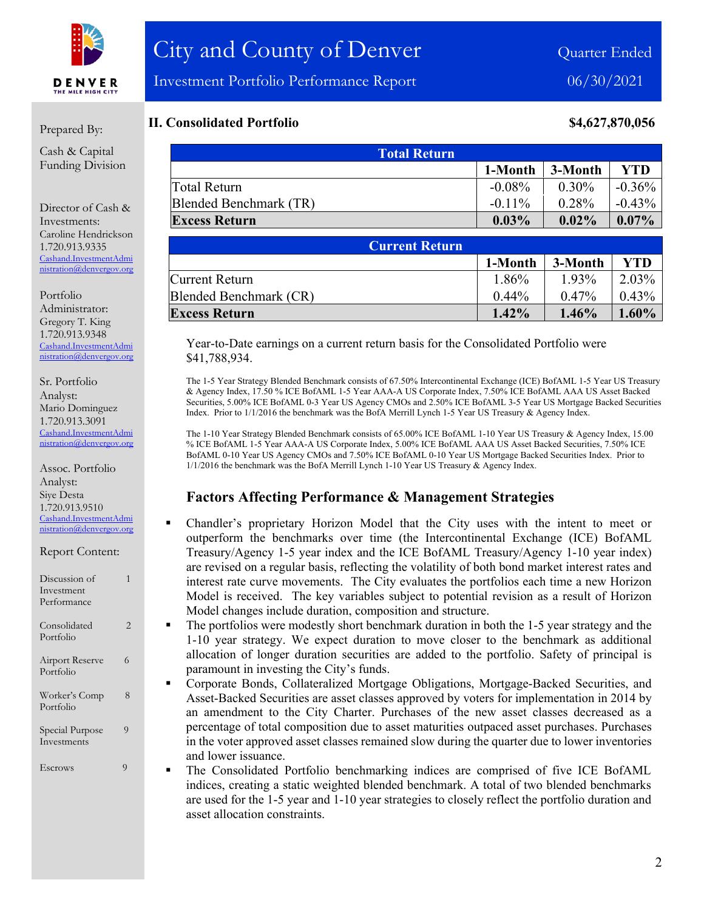# City and County of Denver

Investment Portfolio Performance Report

Quarter Ended 06/30/2021

Prepared By:

Cash & Capital Funding Division

Director of Cash & Investments:
Caroline Hendrickson
1.720.913.9335
Cashand.InvestmentAdministration@denvergov.org

Portfolio Administrator:
Gregory T. King
1.720.913.9348
Cashand.InvestmentAdministration@denvergov.org

Sr. Portfolio Analyst:
Mario Dominguez
1.720.913.3091
Cashand.InvestmentAdministration@denvergov.org

Assoc. Portfolio Analyst:
Siye Desta
1.720.913.9510
Cashand.InvestmentAdministration@denvergov.org

Report Content:

| | |
|---|---|
| Discussion of Investment Performance | 1 |
| Consolidated Portfolio | 2 |
| Airport Reserve Portfolio | 6 |
| Worker's Comp Portfolio | 8 |
| Special Purpose Investments | 9 |
| Escrows | 9 |

## II. Consolidated Portfolio $4,627,870,056

| Total Return | 1-Month | 3-Month | YTD |
|---|---|---|---|
| Total Return | -0.08% | 0.30% | -0.36% |
| Blended Benchmark (TR) | -0.11% | 0.28% | -0.43% |
| **Excess Return** | **0.03%** | **0.02%** | **0.07%** |

| Current Return | 1-Month | 3-Month | YTD |
|---|---|---|---|
| Current Return | 1.86% | 1.93% | 2.03% |
| Blended Benchmark (CR) | 0.44% | 0.47% | 0.43% |
| **Excess Return** | **1.42%** | **1.46%** | **1.60%** |

Year-to-Date earnings on a current return basis for the Consolidated Portfolio were $41,788,934.

The 1-5 Year Strategy Blended Benchmark consists of 67.50% Intercontinental Exchange (ICE) BofAML 1-5 Year US Treasury & Agency Index, 17.50 % ICE BofAML 1-5 Year AAA-A US Corporate Index, 7.50% ICE BofAML AAA US Asset Backed Securities, 5.00% ICE BofAML 0-3 Year US Agency CMOs and 2.50% ICE BofAML 3-5 Year US Mortgage Backed Securities Index. Prior to 1/1/2016 the benchmark was the BofA Merrill Lynch 1-5 Year US Treasury & Agency Index.

The 1-10 Year Strategy Blended Benchmark consists of 65.00% ICE BofAML 1-10 Year US Treasury & Agency Index, 15.00 % ICE BofAML 1-5 Year AAA-A US Corporate Index, 5.00% ICE BofAML AAA US Asset Backed Securities, 7.50% ICE BofAML 0-10 Year US Agency CMOs and 7.50% ICE BofAML 0-10 Year US Mortgage Backed Securities Index. Prior to 1/1/2016 the benchmark was the BofA Merrill Lynch 1-10 Year US Treasury & Agency Index.

### Factors Affecting Performance & Management Strategies

- Chandler's proprietary Horizon Model that the City uses with the intent to meet or outperform the benchmarks over time (the Intercontinental Exchange (ICE) BofAML Treasury/Agency 1-5 year index and the ICE BofAML Treasury/Agency 1-10 year index) are revised on a regular basis, reflecting the volatility of both bond market interest rates and interest rate curve movements. The City evaluates the portfolios each time a new Horizon Model is received. The key variables subject to potential revision as a result of Horizon Model changes include duration, composition and structure.
- The portfolios were modestly short benchmark duration in both the 1-5 year strategy and the 1-10 year strategy. We expect duration to move closer to the benchmark as additional allocation of longer duration securities are added to the portfolio. Safety of principal is paramount in investing the City's funds.
- Corporate Bonds, Collateralized Mortgage Obligations, Mortgage-Backed Securities, and Asset-Backed Securities are asset classes approved by voters for implementation in 2014 by an amendment to the City Charter. Purchases of the new asset classes decreased as a percentage of total composition due to asset maturities outpaced asset purchases. Purchases in the voter approved asset classes remained slow during the quarter due to lower inventories and lower issuance.
- The Consolidated Portfolio benchmarking indices are comprised of five ICE BofAML indices, creating a static weighted blended benchmark. A total of two blended benchmarks are used for the 1-5 year and 1-10 year strategies to closely reflect the portfolio duration and asset allocation constraints.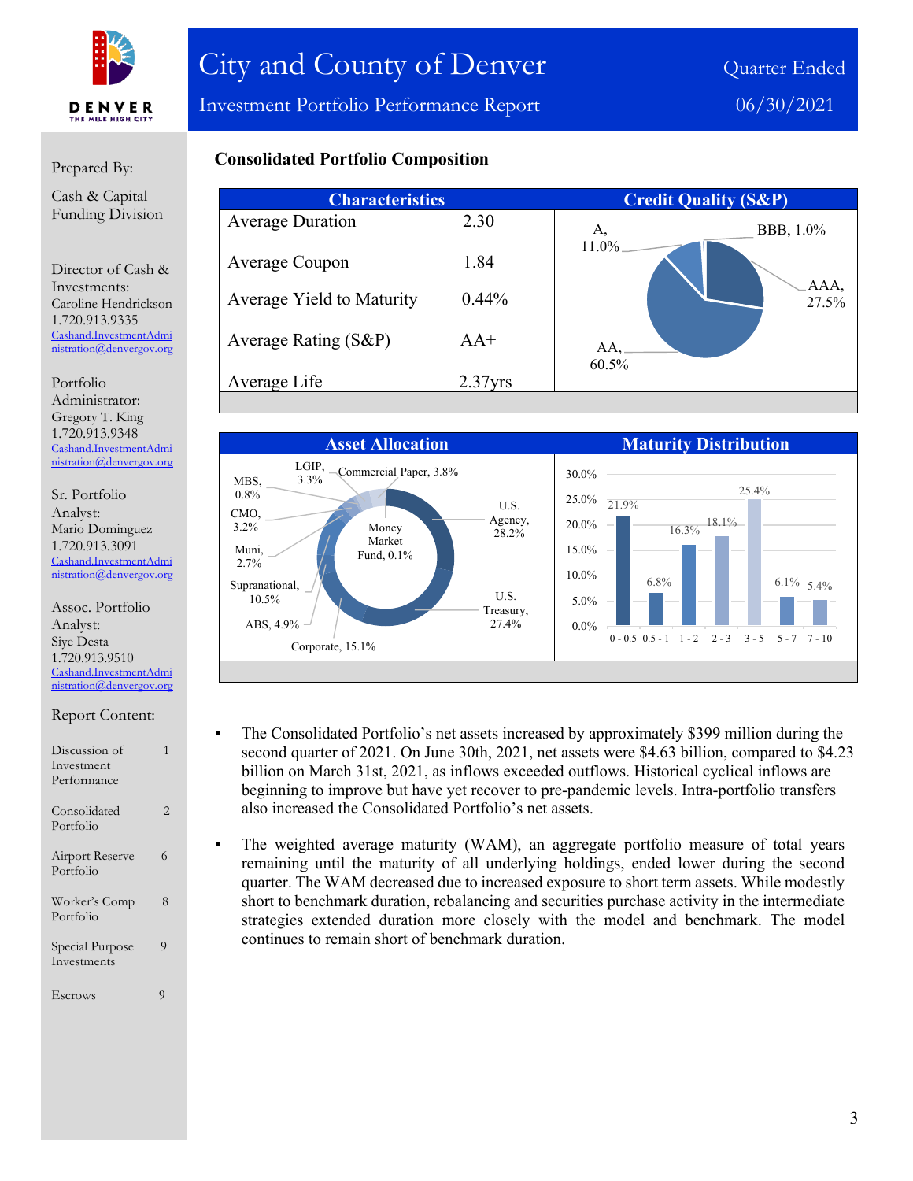# City and County of Denver

Investment Portfolio Performance Report

Quarter Ended 06/30/2021

Prepared By:

Cash & Capital Funding Division

Director of Cash & Investments:
Caroline Hendrickson
1.720.913.9335
Cashand.InvestmentAdministration@denvergov.org

Portfolio Administrator:
Gregory T. King
1.720.913.9348
Cashand.InvestmentAdministration@denvergov.org

Sr. Portfolio Analyst:
Mario Dominguez
1.720.913.3091
Cashand.InvestmentAdministration@denvergov.org

Assoc. Portfolio Analyst:
Siye Desta
1.720.913.9510
Cashand.InvestmentAdministration@denvergov.org

Report Content:

| | |
|---|---|
| Discussion of Investment Performance | 1 |
| Consolidated Portfolio | 2 |
| Airport Reserve Portfolio | 6 |
| Worker's Comp Portfolio | 8 |
| Special Purpose Investments | 9 |
| Escrows | 9 |

## Consolidated Portfolio Composition

| Characteristics | |
|---|---|
| Average Duration | 2.30 |
| Average Coupon | 1.84 |
| Average Yield to Maturity | 0.44% |
| Average Rating (S&P) | AA+ |
| Average Life | 2.37yrs |

**Credit Quality (S&P)**

| Rating | % |
|---|---|
| AAA | 27.5% |
| AA | 60.5% |
| A | 11.0% |
| BBB | 1.0% |

**Asset Allocation**

| Asset | % |
|---|---|
| U.S. Agency | 28.2% |
| U.S. Treasury | 27.4% |
| Corporate | 15.1% |
| Supranational | 10.5% |
| ABS | 4.9% |
| Commercial Paper | 3.8% |
| LGIP | 3.3% |
| CMO | 3.2% |
| Muni | 2.7% |
| MBS | 0.8% |
| Money Market Fund | 0.1% |

**Maturity Distribution**

| Years | % |
|---|---|
| 0 - 0.5 | 21.9% |
| 0.5 - 1 | 6.8% |
| 1 - 2 | 16.3% |
| 2 - 3 | 18.1% |
| 3 - 5 | 25.4% |
| 5 - 7 | 6.1% |
| 7 - 10 | 5.4% |

- The Consolidated Portfolio's net assets increased by approximately $399 million during the second quarter of 2021. On June 30th, 2021, net assets were $4.63 billion, compared to $4.23 billion on March 31st, 2021, as inflows exceeded outflows. Historical cyclical inflows are beginning to improve but have yet recover to pre-pandemic levels. Intra-portfolio transfers also increased the Consolidated Portfolio's net assets.

- The weighted average maturity (WAM), an aggregate portfolio measure of total years remaining until the maturity of all underlying holdings, ended lower during the second quarter. The WAM decreased due to increased exposure to short term assets. While modestly short to benchmark duration, rebalancing and securities purchase activity in the intermediate strategies extended duration more closely with the model and benchmark. The model continues to remain short of benchmark duration.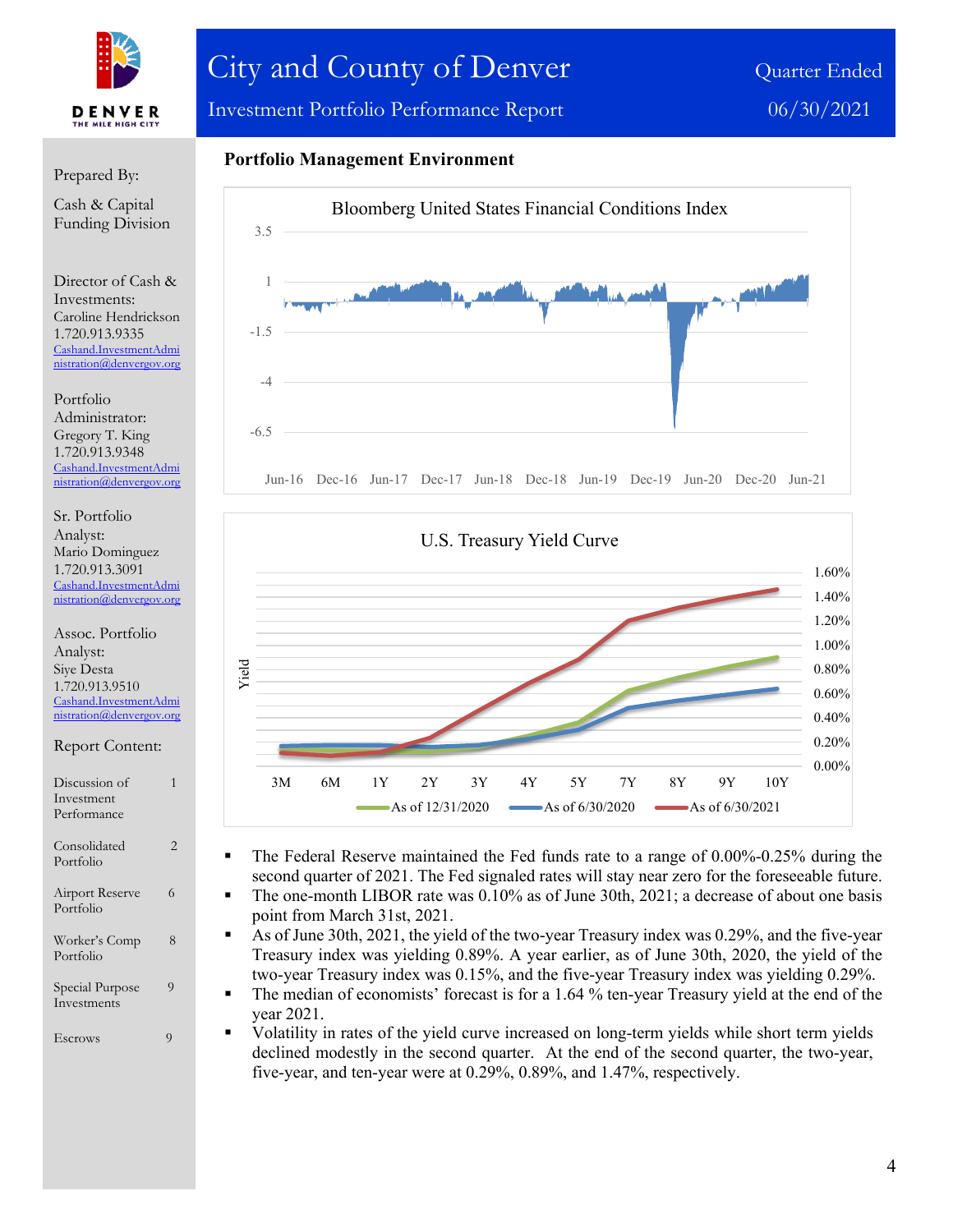# City and County of Denver

Investment Portfolio Performance Report

Quarter Ended 06/30/2021

Prepared By:

Cash & Capital Funding Division

Director of Cash & Investments:
Caroline Hendrickson
1.720.913.9335
Cashand.InvestmentAdministration@denvergov.org

Portfolio Administrator:
Gregory T. King
1.720.913.9348
Cashand.InvestmentAdministration@denvergov.org

Sr. Portfolio Analyst:
Mario Dominguez
1.720.913.3091
Cashand.InvestmentAdministration@denvergov.org

Assoc. Portfolio Analyst:
Siye Desta
1.720.913.9510
Cashand.InvestmentAdministration@denvergov.org

Report Content:

| | |
|---|---|
| Discussion of Investment Performance | 1 |
| Consolidated Portfolio | 2 |
| Airport Reserve Portfolio | 6 |
| Worker's Comp Portfolio | 8 |
| Special Purpose Investments | 9 |
| Escrows | 9 |

## Portfolio Management Environment

Bloomberg United States Financial Conditions Index

3.5
1
-1.5
-4
-6.5

Jun-16 Dec-16 Jun-17 Dec-17 Jun-18 Dec-18 Jun-19 Dec-19 Jun-20 Dec-20 Jun-21

U.S. Treasury Yield Curve

Yield

1.60%
1.40%
1.20%
1.00%
0.80%
0.60%
0.40%
0.20%
0.00%

3M 6M 1Y 2Y 3Y 4Y 5Y 7Y 8Y 9Y 10Y

As of 12/31/2020 As of 6/30/2020 As of 6/30/2021

- The Federal Reserve maintained the Fed funds rate to a range of 0.00%-0.25% during the second quarter of 2021. The Fed signaled rates will stay near zero for the foreseeable future.
- The one-month LIBOR rate was 0.10% as of June 30th, 2021; a decrease of about one basis point from March 31st, 2021.
- As of June 30th, 2021, the yield of the two-year Treasury index was 0.29%, and the five-year Treasury index was yielding 0.89%. A year earlier, as of June 30th, 2020, the yield of the two-year Treasury index was 0.15%, and the five-year Treasury index was yielding 0.29%.
- The median of economists' forecast is for a 1.64 % ten-year Treasury yield at the end of the year 2021.
- Volatility in rates of the yield curve increased on long-term yields while short term yields declined modestly in the second quarter. At the end of the second quarter, the two-year, five-year, and ten-year were at 0.29%, 0.89%, and 1.47%, respectively.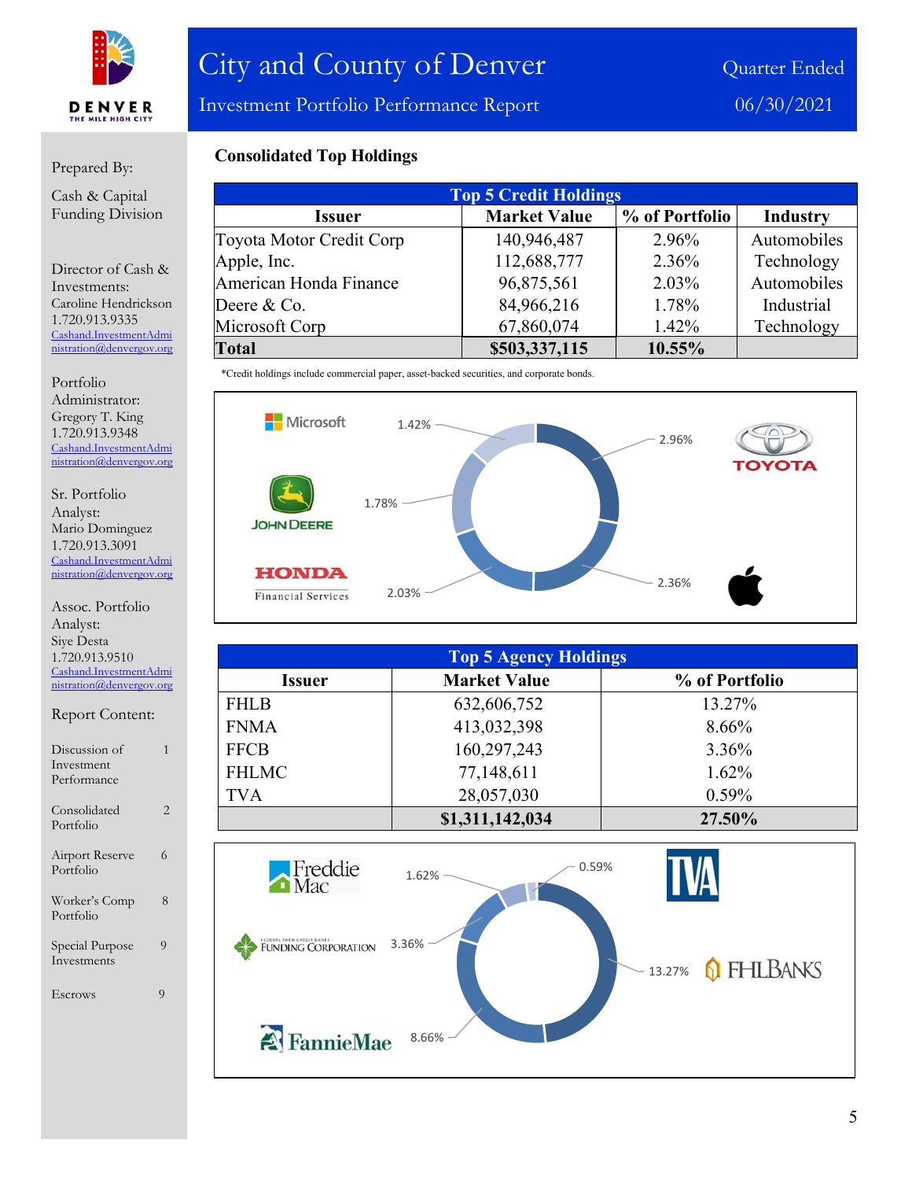City and County of Denver

Investment Portfolio Performance Report

Quarter Ended 06/30/2021

Prepared By:

Cash & Capital Funding Division

Director of Cash & Investments:
Caroline Hendrickson
1.720.913.9335
Cashand.InvestmentAdministration@denvergov.org

Portfolio Administrator:
Gregory T. King
1.720.913.9348
Cashand.InvestmentAdministration@denvergov.org

Sr. Portfolio Analyst:
Mario Dominguez
1.720.913.3091
Cashand.InvestmentAdministration@denvergov.org

Assoc. Portfolio Analyst:
Siye Desta
1.720.913.9510
Cashand.InvestmentAdministration@denvergov.org

Report Content:

- Discussion of Investment Performance 1
- Consolidated Portfolio 2
- Airport Reserve Portfolio 6
- Worker's Comp Portfolio 8
- Special Purpose Investments 9
- Escrows 9

## Consolidated Top Holdings

| Top 5 Credit Holdings | | | |
|---|---|---|---|
| **Issuer** | **Market Value** | **% of Portfolio** | **Industry** |
| Toyota Motor Credit Corp | 140,946,487 | 2.96% | Automobiles |
| Apple, Inc. | 112,688,777 | 2.36% | Technology |
| American Honda Finance | 96,875,561 | 2.03% | Automobiles |
| Deere & Co. | 84,966,216 | 1.78% | Industrial |
| Microsoft Corp | 67,860,074 | 1.42% | Technology |
| **Total** | **$503,337,115** | **10.55%** | |

*Credit holdings include commercial paper, asset-backed securities, and corporate bonds.

Microsoft 1.42%
2.96% TOYOTA
JOHN DEERE 1.78%
HONDA Financial Services 2.03%
2.36%

| Top 5 Agency Holdings | | |
|---|---|---|
| **Issuer** | **Market Value** | **% of Portfolio** |
| FHLB | 632,606,752 | 13.27% |
| FNMA | 413,032,398 | 8.66% |
| FFCB | 160,297,243 | 3.36% |
| FHLMC | 77,148,611 | 1.62% |
| TVA | 28,057,030 | 0.59% |
| | **$1,311,142,034** | **27.50%** |

Freddie Mac 1.62%
0.59% TVA
FEDERAL FARM CREDIT BANKS FUNDING CORPORATION 3.36%
13.27% FHLBANKS
FannieMae 8.66%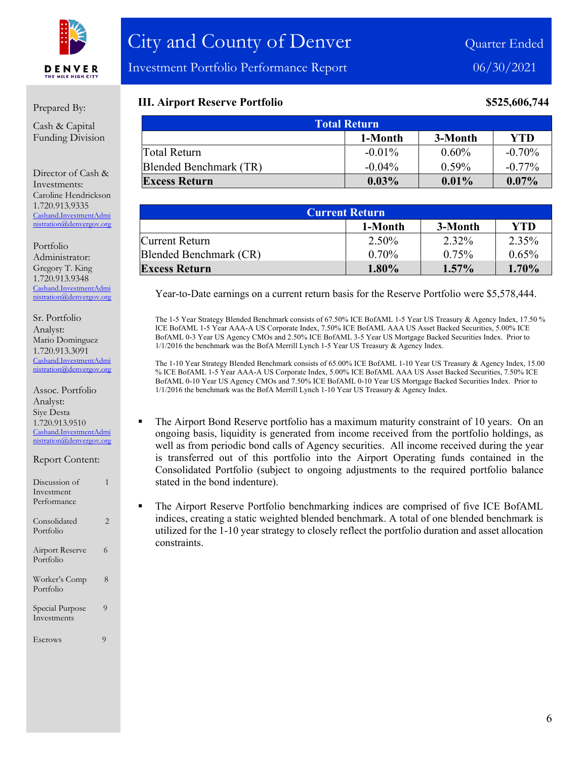DENVER
THE MILE HIGH CITY

# City and County of Denver

Investment Portfolio Performance Report

Quarter Ended 06/30/2021

Prepared By:

Cash & Capital Funding Division

Director of Cash & Investments:
Caroline Hendrickson
1.720.913.9335
Cashand.InvestmentAdministration@denvergov.org

Portfolio Administrator:
Gregory T. King
1.720.913.9348
Cashand.InvestmentAdministration@denvergov.org

Sr. Portfolio Analyst:
Mario Dominguez
1.720.913.3091
Cashand.InvestmentAdministration@denvergov.org

Assoc. Portfolio Analyst:
Siye Desta
1.720.913.9510
Cashand.InvestmentAdministration@denvergov.org

Report Content:

| | |
|---|---|
| Discussion of Investment Performance | 1 |
| Consolidated Portfolio | 2 |
| Airport Reserve Portfolio | 6 |
| Worker's Comp Portfolio | 8 |
| Special Purpose Investments | 9 |
| Escrows | 9 |

## III. Airport Reserve Portfolio

**$525,606,744**

| Total Return | 1-Month | 3-Month | YTD |
|---|---|---|---|
| Total Return | -0.01% | 0.60% | -0.70% |
| Blended Benchmark (TR) | -0.04% | 0.59% | -0.77% |
| **Excess Return** | **0.03%** | **0.01%** | **0.07%** |

| Current Return | 1-Month | 3-Month | YTD |
|---|---|---|---|
| Current Return | 2.50% | 2.32% | 2.35% |
| Blended Benchmark (CR) | 0.70% | 0.75% | 0.65% |
| **Excess Return** | **1.80%** | **1.57%** | **1.70%** |

Year-to-Date earnings on a current return basis for the Reserve Portfolio were $5,578,444.

The 1-5 Year Strategy Blended Benchmark consists of 67.50% ICE BofAML 1-5 Year US Treasury & Agency Index, 17.50 % ICE BofAML 1-5 Year AAA-A US Corporate Index, 7.50% ICE BofAML AAA US Asset Backed Securities, 5.00% ICE BofAML 0-3 Year US Agency CMOs and 2.50% ICE BofAML 3-5 Year US Mortgage Backed Securities Index. Prior to 1/1/2016 the benchmark was the BofA Merrill Lynch 1-5 Year US Treasury & Agency Index.

The 1-10 Year Strategy Blended Benchmark consists of 65.00% ICE BofAML 1-10 Year US Treasury & Agency Index, 15.00 % ICE BofAML 1-5 Year AAA-A US Corporate Index, 5.00% ICE BofAML AAA US Asset Backed Securities, 7.50% ICE BofAML 0-10 Year US Agency CMOs and 7.50% ICE BofAML 0-10 Year US Mortgage Backed Securities Index. Prior to 1/1/2016 the benchmark was the BofA Merrill Lynch 1-10 Year US Treasury & Agency Index.

- The Airport Bond Reserve portfolio has a maximum maturity constraint of 10 years. On an ongoing basis, liquidity is generated from income received from the portfolio holdings, as well as from periodic bond calls of Agency securities. All income received during the year is transferred out of this portfolio into the Airport Operating funds contained in the Consolidated Portfolio (subject to ongoing adjustments to the required portfolio balance stated in the bond indenture).
- The Airport Reserve Portfolio benchmarking indices are comprised of five ICE BofAML indices, creating a static weighted blended benchmark. A total of one blended benchmark is utilized for the 1-10 year strategy to closely reflect the portfolio duration and asset allocation constraints.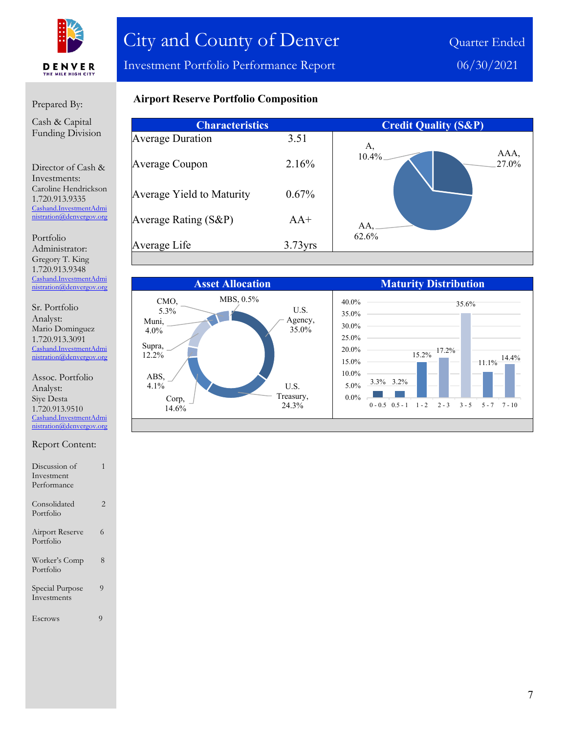# City and County of Denver

Investment Portfolio Performance Report

Quarter Ended 06/30/2021

Prepared By:

Cash & Capital Funding Division

Director of Cash & Investments:
Caroline Hendrickson
1.720.913.9335
Cashand.InvestmentAdministration@denvergov.org

Portfolio Administrator:
Gregory T. King
1.720.913.9348
Cashand.InvestmentAdministration@denvergov.org

Sr. Portfolio Analyst:
Mario Dominguez
1.720.913.3091
Cashand.InvestmentAdministration@denvergov.org

Assoc. Portfolio Analyst:
Siye Desta
1.720.913.9510
Cashand.InvestmentAdministration@denvergov.org

Report Content:

| | |
|---|---|
| Discussion of Investment Performance | 1 |
| Consolidated Portfolio | 2 |
| Airport Reserve Portfolio | 6 |
| Worker's Comp Portfolio | 8 |
| Special Purpose Investments | 9 |
| Escrows | 9 |

## Airport Reserve Portfolio Composition

| Characteristics | |
|---|---|
| Average Duration | 3.51 |
| Average Coupon | 2.16% |
| Average Yield to Maturity | 0.67% |
| Average Rating (S&P) | AA+ |
| Average Life | 3.73yrs |

**Credit Quality (S&P)**

AAA, 27.0%
AA, 62.6%
A, 10.4%

**Asset Allocation**

U.S. Agency, 35.0%
U.S. Treasury, 24.3%
Corp, 14.6%
ABS, 4.1%
Supra, 12.2%
Muni, 4.0%
CMO, 5.3%
MBS, 0.5%

**Maturity Distribution**

40.0%
35.0%
30.0%
25.0%
20.0%
15.0%
10.0%
5.0%
0.0%

0 - 0.5: 3.3%
0.5 - 1: 3.2%
1 - 2: 15.2%
2 - 3: 17.2%
3 - 5: 35.6%
5 - 7: 11.1%
7 - 10: 14.4%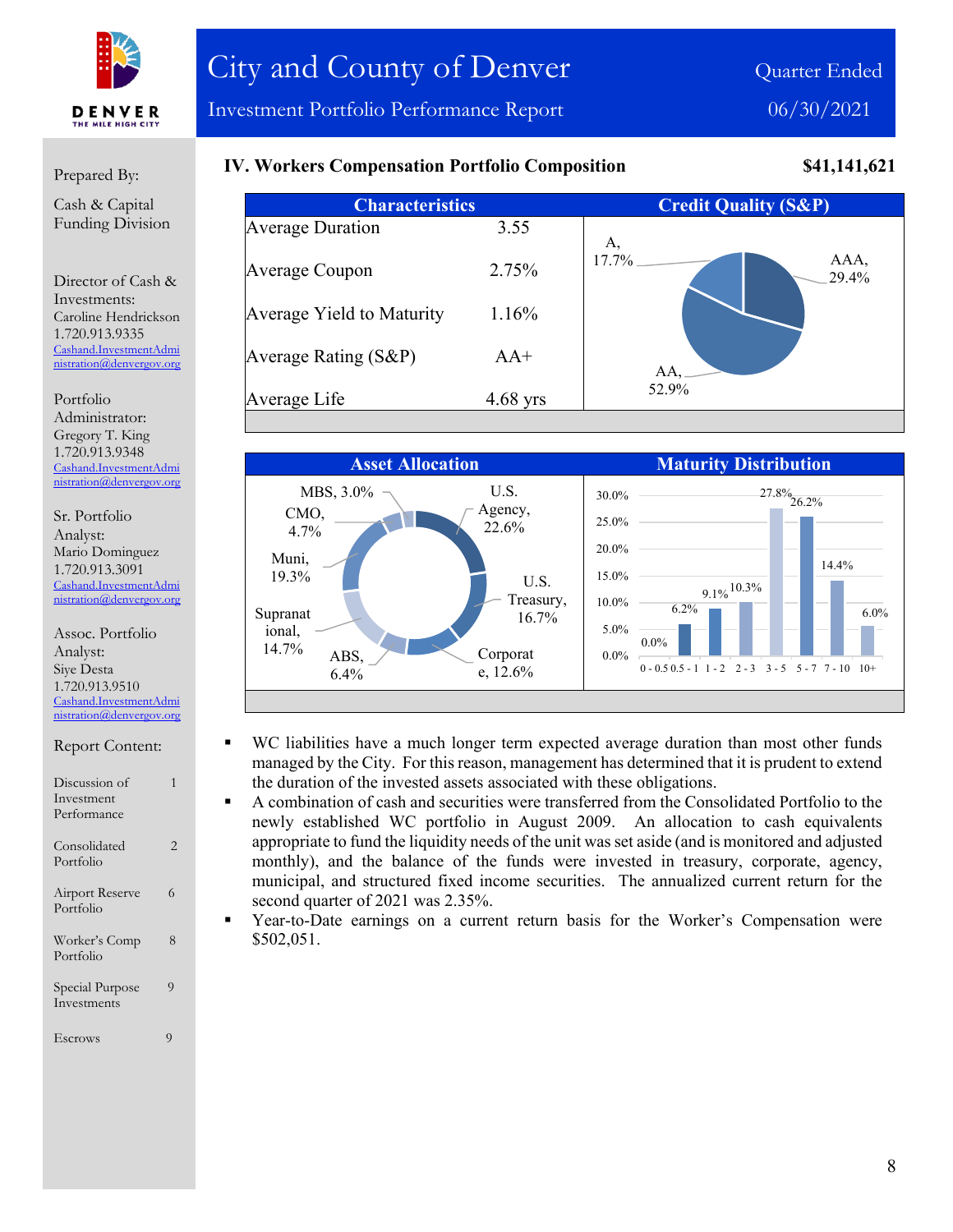# City and County of Denver

Investment Portfolio Performance Report

Quarter Ended 06/30/2021

Prepared By:

Cash & Capital Funding Division

Director of Cash & Investments:
Caroline Hendrickson
1.720.913.9335
Cashand.InvestmentAdministration@denvergov.org

Portfolio Administrator:
Gregory T. King
1.720.913.9348
Cashand.InvestmentAdministration@denvergov.org

Sr. Portfolio Analyst:
Mario Dominguez
1.720.913.3091
Cashand.InvestmentAdministration@denvergov.org

Assoc. Portfolio Analyst:
Siye Desta
1.720.913.9510
Cashand.InvestmentAdministration@denvergov.org

Report Content:

| | |
|---|---|
| Discussion of Investment Performance | 1 |
| Consolidated Portfolio | 2 |
| Airport Reserve Portfolio | 6 |
| Worker's Comp Portfolio | 8 |
| Special Purpose Investments | 9 |
| Escrows | 9 |

## IV. Workers Compensation Portfolio Composition

**$41,141,621**

| Characteristics | |
|---|---|
| Average Duration | 3.55 |
| Average Coupon | 2.75% |
| Average Yield to Maturity | 1.16% |
| Average Rating (S&P) | AA+ |
| Average Life | 4.68 yrs |

**Credit Quality (S&P)**

A, 17.7%
AAA, 29.4%
AA, 52.9%

**Asset Allocation**

MBS, 3.0%
CMO, 4.7%
Muni, 19.3%
Supranational, 14.7%
ABS, 6.4%
Corporate, 12.6%
U.S. Treasury, 16.7%
U.S. Agency, 22.6%

**Maturity Distribution**

30.0%, 25.0%, 20.0%, 15.0%, 10.0%, 5.0%, 0.0%

0 - 0.5: 0.0%
0.5 - 1: 6.2%
1 - 2: 9.1%
2 - 3: 10.3%
3 - 5: 27.8%
5 - 7: 26.2%
7 - 10: 14.4%
10+: 6.0%

- WC liabilities have a much longer term expected average duration than most other funds managed by the City. For this reason, management has determined that it is prudent to extend the duration of the invested assets associated with these obligations.
- A combination of cash and securities were transferred from the Consolidated Portfolio to the newly established WC portfolio in August 2009. An allocation to cash equivalents appropriate to fund the liquidity needs of the unit was set aside (and is monitored and adjusted monthly), and the balance of the funds were invested in treasury, corporate, agency, municipal, and structured fixed income securities. The annualized current return for the second quarter of 2021 was 2.35%.
- Year-to-Date earnings on a current return basis for the Worker's Compensation were $502,051.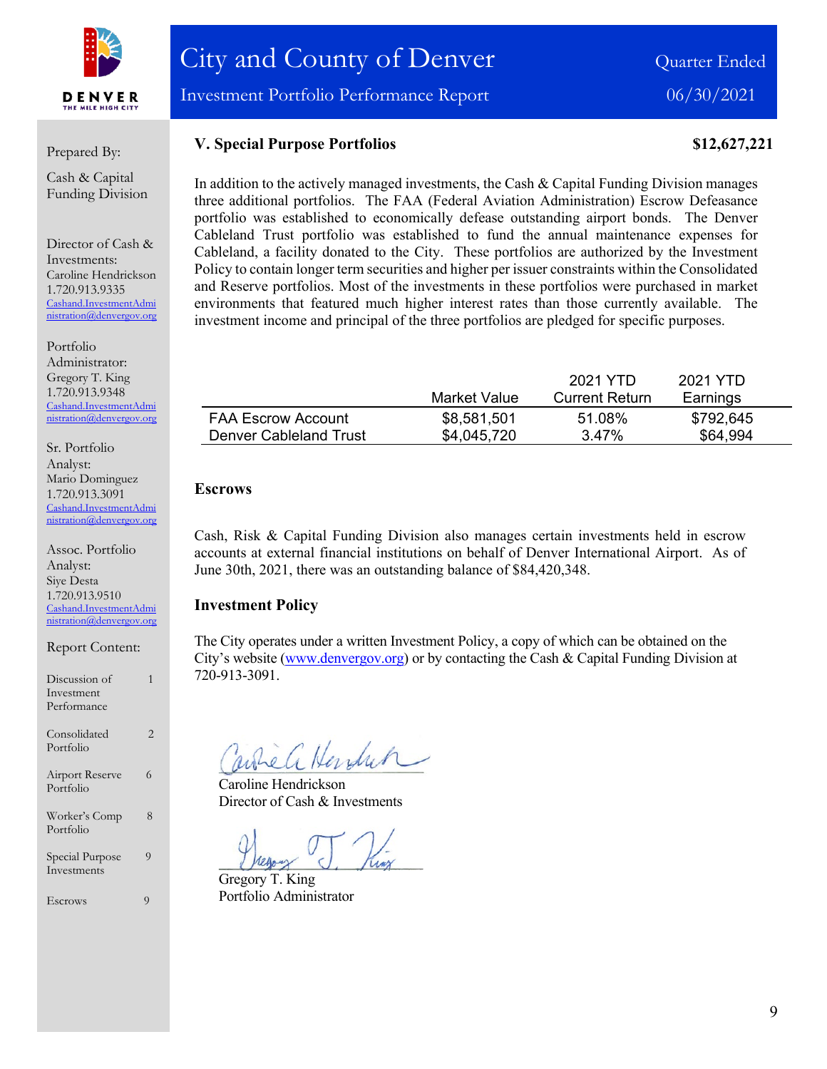# City and County of Denver

Investment Portfolio Performance Report

Quarter Ended 06/30/2021

Prepared By:

Cash & Capital Funding Division

Director of Cash & Investments:
Caroline Hendrickson
1.720.913.9335
Cashand.InvestmentAdministration@denvergov.org

Portfolio Administrator:
Gregory T. King
1.720.913.9348
Cashand.InvestmentAdministration@denvergov.org

Sr. Portfolio Analyst:
Mario Dominguez
1.720.913.3091
Cashand.InvestmentAdministration@denvergov.org

Assoc. Portfolio Analyst:
Siye Desta
1.720.913.9510
Cashand.InvestmentAdministration@denvergov.org

Report Content:

| | |
|---|---|
| Discussion of Investment Performance | 1 |
| Consolidated Portfolio | 2 |
| Airport Reserve Portfolio | 6 |
| Worker's Comp Portfolio | 8 |
| Special Purpose Investments | 9 |
| Escrows | 9 |

## V. Special Purpose Portfolios **$12,627,221**

In addition to the actively managed investments, the Cash & Capital Funding Division manages three additional portfolios. The FAA (Federal Aviation Administration) Escrow Defeasance portfolio was established to economically defease outstanding airport bonds. The Denver Cableland Trust portfolio was established to fund the annual maintenance expenses for Cableland, a facility donated to the City. These portfolios are authorized by the Investment Policy to contain longer term securities and higher per issuer constraints within the Consolidated and Reserve portfolios. Most of the investments in these portfolios were purchased in market environments that featured much higher interest rates than those currently available. The investment income and principal of the three portfolios are pledged for specific purposes.

| | Market Value | 2021 YTD Current Return | 2021 YTD Earnings |
|---|---|---|---|
| FAA Escrow Account | $8,581,501 | 51.08% | $792,645 |
| Denver Cableland Trust | $4,045,720 | 3.47% | $64,994 |

### Escrows

Cash, Risk & Capital Funding Division also manages certain investments held in escrow accounts at external financial institutions on behalf of Denver International Airport. As of June 30th, 2021, there was an outstanding balance of $84,420,348.

### Investment Policy

The City operates under a written Investment Policy, a copy of which can be obtained on the City's website (www.denvergov.org) or by contacting the Cash & Capital Funding Division at 720-913-3091.

Caroline Hendrickson
Director of Cash & Investments

Gregory T. King
Portfolio Administrator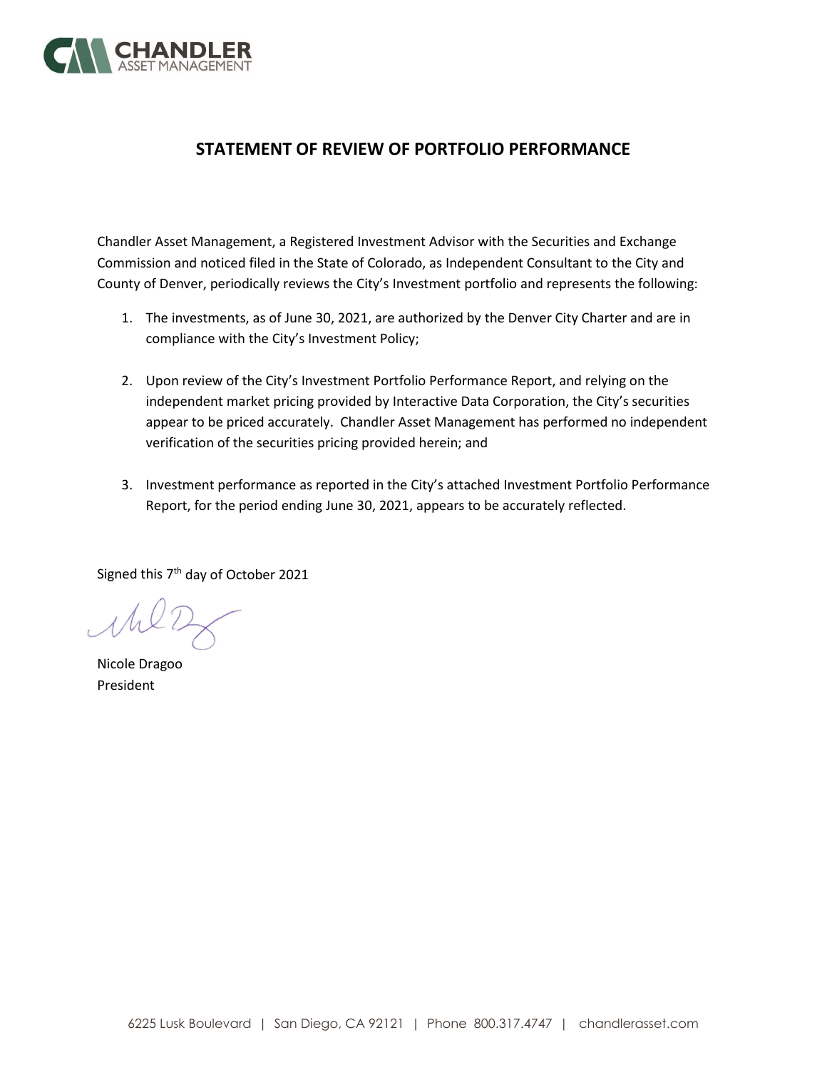CHANDLER
ASSET MANAGEMENT

# STATEMENT OF REVIEW OF PORTFOLIO PERFORMANCE

Chandler Asset Management, a Registered Investment Advisor with the Securities and Exchange Commission and noticed filed in the State of Colorado, as Independent Consultant to the City and County of Denver, periodically reviews the City's Investment portfolio and represents the following:

1. The investments, as of June 30, 2021, are authorized by the Denver City Charter and are in compliance with the City's Investment Policy;
2. Upon review of the City's Investment Portfolio Performance Report, and relying on the independent market pricing provided by Interactive Data Corporation, the City's securities appear to be priced accurately. Chandler Asset Management has performed no independent verification of the securities pricing provided herein; and
3. Investment performance as reported in the City's attached Investment Portfolio Performance Report, for the period ending June 30, 2021, appears to be accurately reflected.

Signed this 7th day of October 2021

Nicole Dragoo
President

6225 Lusk Boulevard | San Diego, CA 92121 | Phone 800.317.4747 | chandlerasset.com